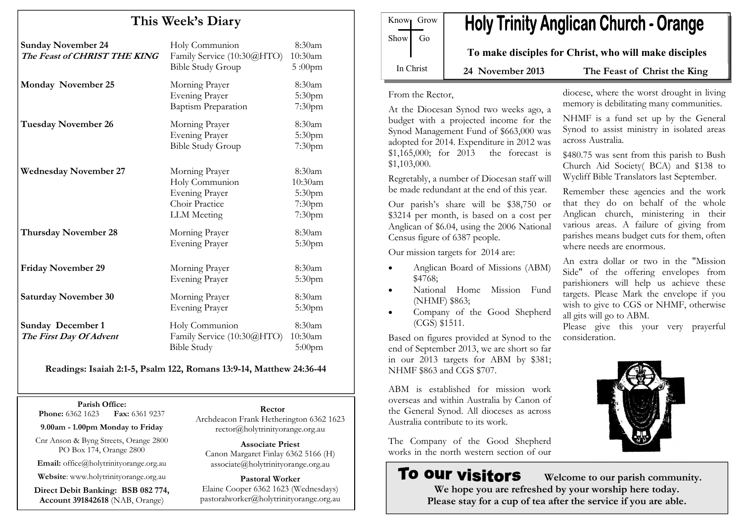# This Week's Diary

| Day | Service | Time |
|---|---|---|
| **Sunday November 24** *The Feast of CHRIST THE KING* | Holy Communion | 8:30am |
| | Family Service (10:30@HTO) | 10:30am |
| | Bible Study Group | 5 :00pm |
| **Monday November 25** | Morning Prayer | 8:30am |
| | Evening Prayer | 5:30pm |
| | Baptism Preparation | 7:30pm |
| **Tuesday November 26** | Morning Prayer | 8:30am |
| | Evening Prayer | 5:30pm |
| | Bible Study Group | 7:30pm |
| **Wednesday November 27** | Morning Prayer | 8:30am |
| | Holy Communion | 10:30am |
| | Evening Prayer | 5:30pm |
| | Choir Practice | 7:30pm |
| | LLM Meeting | 7:30pm |
| **Thursday November 28** | Morning Prayer | 8:30am |
| | Evening Prayer | 5:30pm |
| **Friday November 29** | Morning Prayer | 8:30am |
| | Evening Prayer | 5:30pm |
| **Saturday November 30** | Morning Prayer | 8:30am |
| | Evening Prayer | 5:30pm |
| **Sunday December 1** *The First Day Of Advent* | Holy Communion | 8:30am |
| | Family Service (10:30@HTO) | 10:30am |
| | Bible Study | 5:00pm |

**Readings: Isaiah 2:1-5, Psalm 122, Romans 13:9-14, Matthew 24:36-44**

**Parish Office:**
**Phone:** 6362 1623 **Fax:** 6361 9237

**9.00am - 1.00pm Monday to Friday**

Cnr Anson & Byng Streets, Orange 2800
PO Box 174, Orange 2800

**Email:** office@holytrinityorange.org.au

**Website**: www.holytrinityorange.org.au

**Direct Debit Banking: BSB 082 774, Account 391842618** (NAB, Orange)

**Rector**
Archdeacon Frank Hetherington 6362 1623
rector@holytrinityorange.org.au

**Associate Priest**
Canon Margaret Finlay 6362 5166 (H)
associate@holytrinityorange.org.au

**Pastoral Worker**
Elaine Cooper 6362 1623 (Wednesdays)
pastoralworker@holytrinityorange.org.au

Know Grow
Show Go
In Christ

# Holy Trinity Anglican Church - Orange

**To make disciples for Christ, who will make disciples**

**24 November 2013** **The Feast of Christ the King**

From the Rector,

At the Diocesan Synod two weeks ago, a budget with a projected income for the Synod Management Fund of $663,000 was adopted for 2014. Expenditure in 2012 was $1,165,000; for 2013 the forecast is $1,103,000.

Regretably, a number of Diocesan staff will be made redundant at the end of this year.

Our parish's share will be $38,750 or $3214 per month, is based on a cost per Anglican of $6.04, using the 2006 National Census figure of 6387 people.

Our mission targets for 2014 are:

- Anglican Board of Missions (ABM) $4768;
- National Home Mission Fund (NHMF) $863;
- Company of the Good Shepherd (CGS) $1511.

Based on figures provided at Synod to the end of September 2013, we are short so far in our 2013 targets for ABM by $381; NHMF $863 and CGS $707.

ABM is established for mission work overseas and within Australia by Canon of the General Synod. All dioceses as across Australia contribute to its work.

The Company of the Good Shepherd works in the north western section of our diocese, where the worst drought in living memory is debilitating many communities.

NHMF is a fund set up by the General Synod to assist ministry in isolated areas across Australia.

$480.75 was sent from this parish to Bush Church Aid Society( BCA) and $138 to Wycliff Bible Translators last September.

Remember these agencies and the work that they do on behalf of the whole Anglican church, ministering in their various areas. A failure of giving from parishes means budget cuts for them, often where needs are enormous.

An extra dollar or two in the "Mission Side" of the offering envelopes from parishioners will help us achieve these targets. Please Mark the envelope if you wish to give to CGS or NHMF, otherwise all gits will go to ABM.

Please give this your very prayerful consideration.

## To our visitors

**Welcome to our parish community. We hope you are refreshed by your worship here today. Please stay for a cup of tea after the service if you are able.**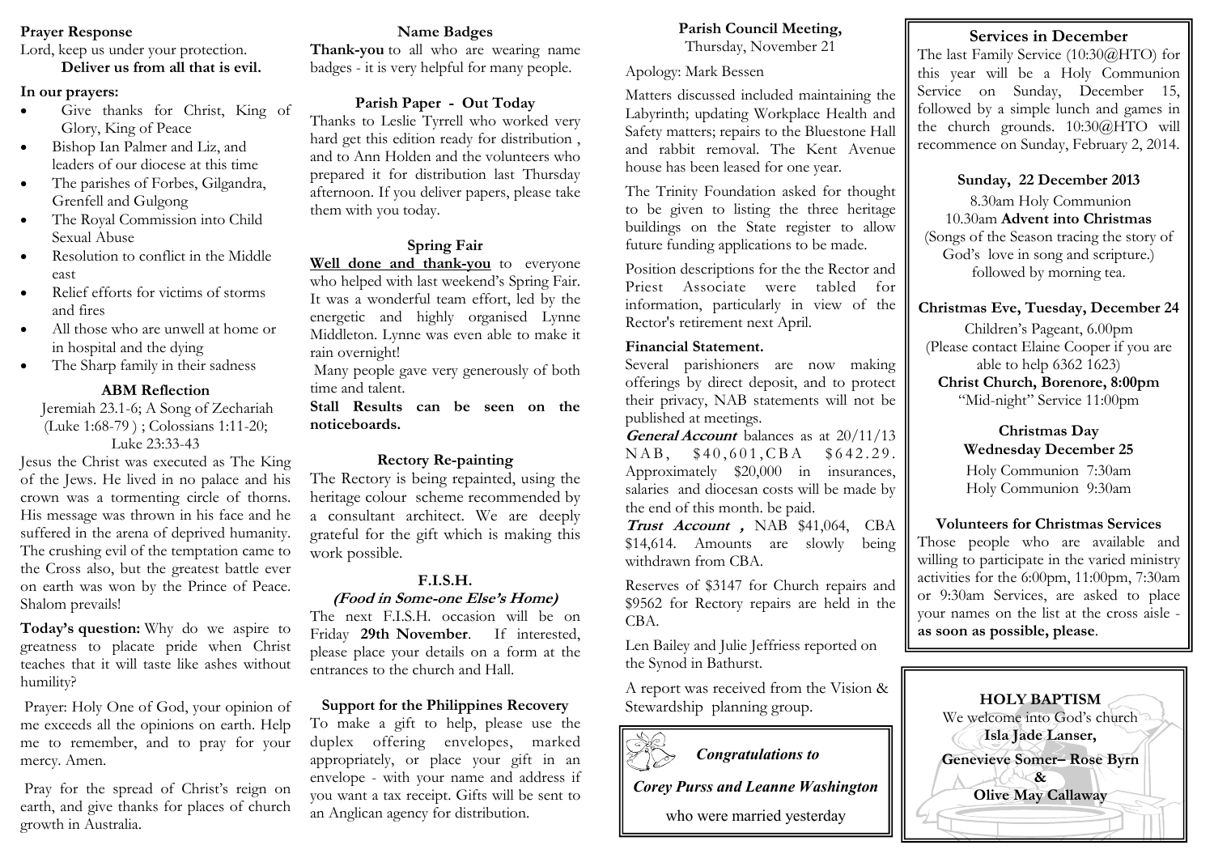**Prayer Response**

Lord, keep us under your protection.

**Deliver us from all that is evil.**

**In our prayers:**

- Give thanks for Christ, King of Glory, King of Peace
- Bishop Ian Palmer and Liz, and leaders of our diocese at this time
- The parishes of Forbes, Gilgandra, Grenfell and Gulgong
- The Royal Commission into Child Sexual Abuse
- Resolution to conflict in the Middle east
- Relief efforts for victims of storms and fires
- All those who are unwell at home or in hospital and the dying
- The Sharp family in their sadness

### ABM Reflection

Jeremiah 23.1-6; A Song of Zechariah (Luke 1:68-79 ) ; Colossians 1:11-20; Luke 23:33-43

Jesus the Christ was executed as The King of the Jews. He lived in no palace and his crown was a tormenting circle of thorns. His message was thrown in his face and he suffered in the arena of deprived humanity. The crushing evil of the temptation came to the Cross also, but the greatest battle ever on earth was won by the Prince of Peace. Shalom prevails!

**Today's question:** Why do we aspire to greatness to placate pride when Christ teaches that it will taste like ashes without humility?

Prayer: Holy One of God, your opinion of me exceeds all the opinions on earth. Help me to remember, and to pray for your mercy. Amen.

Pray for the spread of Christ's reign on earth, and give thanks for places of church growth in Australia.

### Name Badges

**Thank-you** to all who are wearing name badges - it is very helpful for many people.

### Parish Paper - Out Today

Thanks to Leslie Tyrrell who worked very hard get this edition ready for distribution , and to Ann Holden and the volunteers who prepared it for distribution last Thursday afternoon. If you deliver papers, please take them with you today.

### Spring Fair

**Well done and thank-you** to everyone who helped with last weekend's Spring Fair. It was a wonderful team effort, led by the energetic and highly organised Lynne Middleton. Lynne was even able to make it rain overnight!

Many people gave very generously of both time and talent.

**Stall Results can be seen on the noticeboards.**

### Rectory Re-painting

The Rectory is being repainted, using the heritage colour scheme recommended by a consultant architect. We are deeply grateful for the gift which is making this work possible.

### F.I.S.H.

***(Food in Some-one Else's Home)***

The next F.I.S.H. occasion will be on Friday **29th November**. If interested, please place your details on a form at the entrances to the church and Hall.

### Support for the Philippines Recovery

To make a gift to help, please use the duplex offering envelopes, marked appropriately, or place your gift in an envelope - with your name and address if you want a tax receipt. Gifts will be sent to an Anglican agency for distribution.

### Parish Council Meeting,

Thursday, November 21

Apology: Mark Bessen

Matters discussed included maintaining the Labyrinth; updating Workplace Health and Safety matters; repairs to the Bluestone Hall and rabbit removal. The Kent Avenue house has been leased for one year.

The Trinity Foundation asked for thought to be given to listing the three heritage buildings on the State register to allow future funding applications to be made.

Position descriptions for the the Rector and Priest Associate were tabled for information, particularly in view of the Rector's retirement next April.

**Financial Statement.**

Several parishioners are now making offerings by direct deposit, and to protect their privacy, NAB statements will not be published at meetings.

***General Account*** balances as at 20/11/13 NAB, $40,601,CBA $642.29. Approximately $20,000 in insurances, salaries and diocesan costs will be made by the end of this month. be paid.

***Trust Account ,*** NAB $41,064, CBA $14,614. Amounts are slowly being withdrawn from CBA.

Reserves of $3147 for Church repairs and $9562 for Rectory repairs are held in the CBA.

Len Bailey and Julie Jeffriess reported on the Synod in Bathurst.

A report was received from the Vision & Stewardship planning group.

***Congratulations to***

***Corey Purss and Leanne Washington***

who were married yesterday

### Services in December

The last Family Service (10:30@HTO) for this year will be a Holy Communion Service on Sunday, December 15, followed by a simple lunch and games in the church grounds. 10:30@HTO will recommence on Sunday, February 2, 2014.

**Sunday, 22 December 2013**

8.30am Holy Communion

10.30am **Advent into Christmas**

(Songs of the Season tracing the story of God's love in song and scripture.) followed by morning tea.

**Christmas Eve, Tuesday, December 24**

Children's Pageant, 6.00pm

(Please contact Elaine Cooper if you are able to help 6362 1623)

**Christ Church, Borenore, 8:00pm**

"Mid-night" Service 11:00pm

**Christmas Day**

**Wednesday December 25**

Holy Communion 7:30am

Holy Communion 9:30am

### Volunteers for Christmas Services

Those people who are available and willing to participate in the varied ministry activities for the 6:00pm, 11:00pm, 7:30am or 9:30am Services, are asked to place your names on the list at the cross aisle - **as soon as possible, please**.

### HOLY BAPTISM

We welcome into God's church

**Isla Jade Lanser,**

**Genevieve Somer– Rose Byrn**

**&**

**Olive May Callaway**